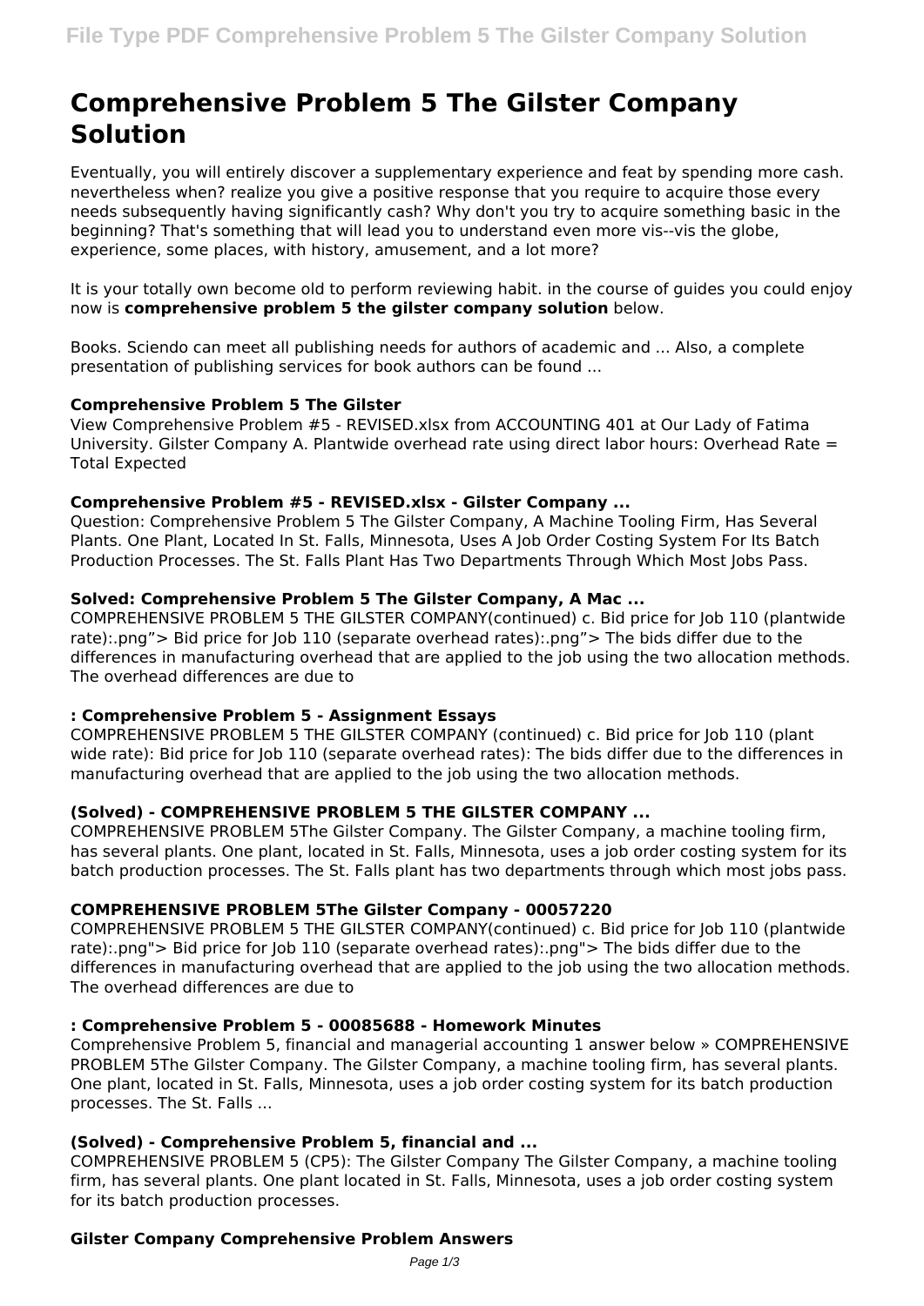# Comprehensive Problem 5 The Gilster Company Solution

Eventually, you will entirely discover a supplementary experience and feat by spending more cash. nevertheless when? realize you give a positive response that you require to acquire those every needs subsequently having significantly cash? Why don't you try to acquire something basic in the beginning? That's something that will lead you to understand even more vis--vis the globe, experience, some places, with history, amusement, and a lot more?

It is your totally own become old to perform reviewing habit. in the course of guides you could enjoy now is **comprehensive problem 5 the gilster company solution** below.

Books. Sciendo can meet all publishing needs for authors of academic and ... Also, a complete presentation of publishing services for book authors can be found ...

### Comprehensive Problem 5 The Gilster

View Comprehensive Problem #5 - REVISED.xlsx from ACCOUNTING 401 at Our Lady of Fatima University. Gilster Company A. Plantwide overhead rate using direct labor hours: Overhead Rate = Total Expected

### Comprehensive Problem #5 - REVISED.xlsx - Gilster Company ...

Question: Comprehensive Problem 5 The Gilster Company, A Machine Tooling Firm, Has Several Plants. One Plant, Located In St. Falls, Minnesota, Uses A Job Order Costing System For Its Batch Production Processes. The St. Falls Plant Has Two Departments Through Which Most Jobs Pass.

### Solved: Comprehensive Problem 5 The Gilster Company, A Mac ...

COMPREHENSIVE PROBLEM 5 THE GILSTER COMPANY(continued) c. Bid price for Job 110 (plantwide rate):.png"> Bid price for Job 110 (separate overhead rates):.png"> The bids differ due to the differences in manufacturing overhead that are applied to the job using the two allocation methods. The overhead differences are due to

### : Comprehensive Problem 5 - Assignment Essays

COMPREHENSIVE PROBLEM 5 THE GILSTER COMPANY (continued) c. Bid price for Job 110 (plant wide rate): Bid price for Job 110 (separate overhead rates): The bids differ due to the differences in manufacturing overhead that are applied to the job using the two allocation methods.

### (Solved) - COMPREHENSIVE PROBLEM 5 THE GILSTER COMPANY ...

COMPREHENSIVE PROBLEM 5The Gilster Company. The Gilster Company, a machine tooling firm, has several plants. One plant, located in St. Falls, Minnesota, uses a job order costing system for its batch production processes. The St. Falls plant has two departments through which most jobs pass.

### COMPREHENSIVE PROBLEM 5The Gilster Company - 00057220

COMPREHENSIVE PROBLEM 5 THE GILSTER COMPANY(continued) c. Bid price for Job 110 (plantwide rate):.png"> Bid price for Job 110 (separate overhead rates):.png"> The bids differ due to the differences in manufacturing overhead that are applied to the job using the two allocation methods. The overhead differences are due to

### : Comprehensive Problem 5 - 00085688 - Homework Minutes

Comprehensive Problem 5, financial and managerial accounting 1 answer below » COMPREHENSIVE PROBLEM 5The Gilster Company. The Gilster Company, a machine tooling firm, has several plants. One plant, located in St. Falls, Minnesota, uses a job order costing system for its batch production processes. The St. Falls ...

### (Solved) - Comprehensive Problem 5, financial and ...

COMPREHENSIVE PROBLEM 5 (CP5): The Gilster Company The Gilster Company, a machine tooling firm, has several plants. One plant located in St. Falls, Minnesota, uses a job order costing system for its batch production processes.

### Gilster Company Comprehensive Problem Answers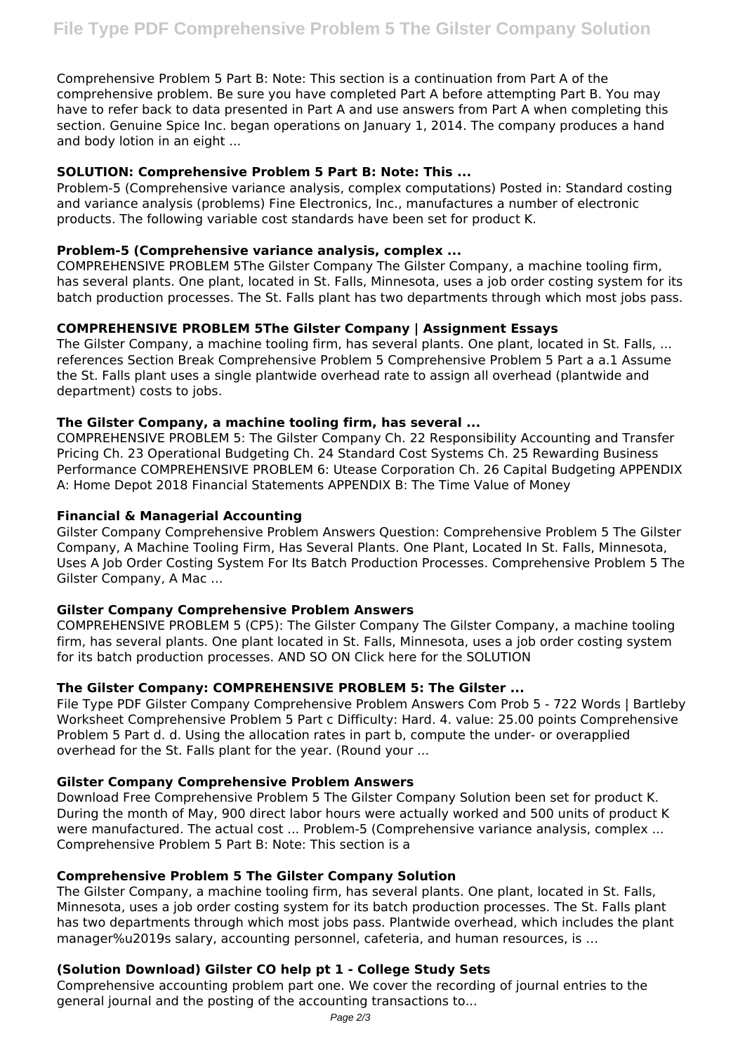Comprehensive Problem 5 Part B: Note: This section is a continuation from Part A of the comprehensive problem. Be sure you have completed Part A before attempting Part B. You may have to refer back to data presented in Part A and use answers from Part A when completing this section. Genuine Spice Inc. began operations on January 1, 2014. The company produces a hand and body lotion in an eight ...

### SOLUTION: Comprehensive Problem 5 Part B: Note: This ...

Problem-5 (Comprehensive variance analysis, complex computations) Posted in: Standard costing and variance analysis (problems) Fine Electronics, Inc., manufactures a number of electronic products. The following variable cost standards have been set for product K.

### Problem-5 (Comprehensive variance analysis, complex ...

COMPREHENSIVE PROBLEM 5The Gilster Company The Gilster Company, a machine tooling firm, has several plants. One plant, located in St. Falls, Minnesota, uses a job order costing system for its batch production processes. The St. Falls plant has two departments through which most jobs pass.

### COMPREHENSIVE PROBLEM 5The Gilster Company | Assignment Essays

The Gilster Company, a machine tooling firm, has several plants. One plant, located in St. Falls, ... references Section Break Comprehensive Problem 5 Comprehensive Problem 5 Part a a.1 Assume the St. Falls plant uses a single plantwide overhead rate to assign all overhead (plantwide and department) costs to jobs.

### The Gilster Company, a machine tooling firm, has several ...

COMPREHENSIVE PROBLEM 5: The Gilster Company Ch. 22 Responsibility Accounting and Transfer Pricing Ch. 23 Operational Budgeting Ch. 24 Standard Cost Systems Ch. 25 Rewarding Business Performance COMPREHENSIVE PROBLEM 6: Utease Corporation Ch. 26 Capital Budgeting APPENDIX A: Home Depot 2018 Financial Statements APPENDIX B: The Time Value of Money

### Financial & Managerial Accounting

Gilster Company Comprehensive Problem Answers Question: Comprehensive Problem 5 The Gilster Company, A Machine Tooling Firm, Has Several Plants. One Plant, Located In St. Falls, Minnesota, Uses A Job Order Costing System For Its Batch Production Processes. Comprehensive Problem 5 The Gilster Company, A Mac ...

### Gilster Company Comprehensive Problem Answers

COMPREHENSIVE PROBLEM 5 (CP5): The Gilster Company The Gilster Company, a machine tooling firm, has several plants. One plant located in St. Falls, Minnesota, uses a job order costing system for its batch production processes. AND SO ON Click here for the SOLUTION

### The Gilster Company: COMPREHENSIVE PROBLEM 5: The Gilster ...

File Type PDF Gilster Company Comprehensive Problem Answers Com Prob 5 - 722 Words | Bartleby Worksheet Comprehensive Problem 5 Part c Difficulty: Hard. 4. value: 25.00 points Comprehensive Problem 5 Part d. d. Using the allocation rates in part b, compute the under- or overapplied overhead for the St. Falls plant for the year. (Round your ...

### Gilster Company Comprehensive Problem Answers

Download Free Comprehensive Problem 5 The Gilster Company Solution been set for product K. During the month of May, 900 direct labor hours were actually worked and 500 units of product K were manufactured. The actual cost ... Problem-5 (Comprehensive variance analysis, complex ... Comprehensive Problem 5 Part B: Note: This section is a

### Comprehensive Problem 5 The Gilster Company Solution

The Gilster Company, a machine tooling firm, has several plants. One plant, located in St. Falls, Minnesota, uses a job order costing system for its batch production processes. The St. Falls plant has two departments through which most jobs pass. Plantwide overhead, which includes the plant manager%u2019s salary, accounting personnel, cafeteria, and human resources, is ...

### (Solution Download) Gilster CO help pt 1 - College Study Sets

Comprehensive accounting problem part one. We cover the recording of journal entries to the general journal and the posting of the accounting transactions to...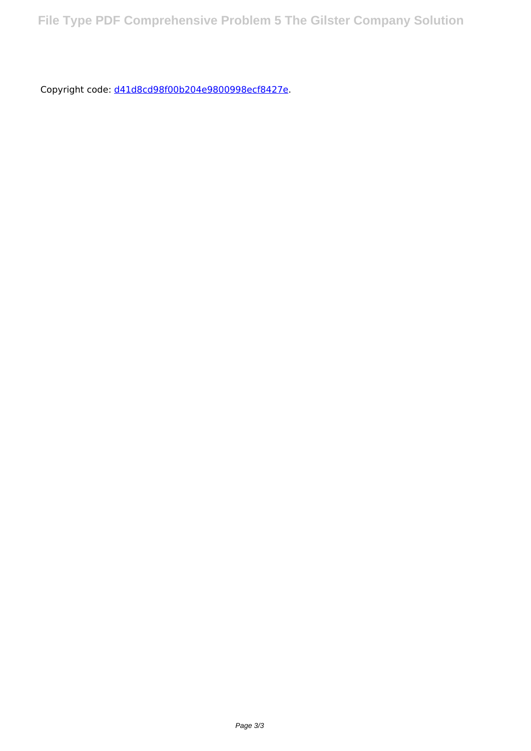Copyright code: [d41d8cd98f00b204e9800998ecf8427e](d41d8cd98f00b204e9800998ecf8427e).